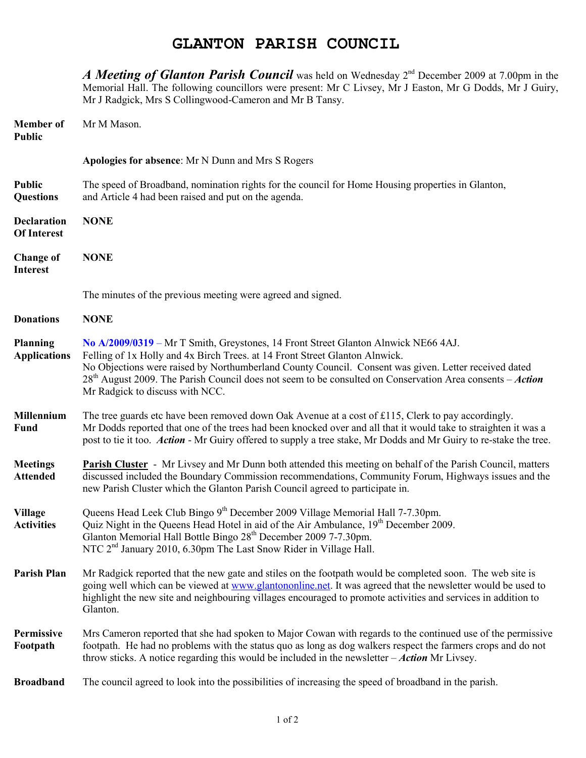# GLANTON PARISH COUNCIL

***A Meeting of Glanton Parish Council*** was held on Wednesday 2nd December 2009 at 7.00pm in the Memorial Hall. The following councillors were present: Mr C Livsey, Mr J Easton, Mr G Dodds, Mr J Guiry, Mr J Radgick, Mrs S Collingwood-Cameron and Mr B Tansy.

**Member of Public** Mr M Mason.

**Apologies for absence**: Mr N Dunn and Mrs S Rogers

**Public Questions** The speed of Broadband, nomination rights for the council for Home Housing properties in Glanton, and Article 4 had been raised and put on the agenda.

**Declaration Of Interest** **NONE**

**Change of Interest** **NONE**

The minutes of the previous meeting were agreed and signed.

**Donations** **NONE**

**Planning Applications** **No A/2009/0319** – Mr T Smith, Greystones, 14 Front Street Glanton Alnwick NE66 4AJ.
Felling of 1x Holly and 4x Birch Trees. at 14 Front Street Glanton Alnwick.
No Objections were raised by Northumberland County Council. Consent was given. Letter received dated 28th August 2009. The Parish Council does not seem to be consulted on Conservation Area consents – ***Action*** Mr Radgick to discuss with NCC.

**Millennium Fund** The tree guards etc have been removed down Oak Avenue at a cost of £115, Clerk to pay accordingly.
Mr Dodds reported that one of the trees had been knocked over and all that it would take to straighten it was a post to tie it too. ***Action*** - Mr Guiry offered to supply a tree stake, Mr Dodds and Mr Guiry to re-stake the tree.

**Meetings Attended** **Parish Cluster** - Mr Livsey and Mr Dunn both attended this meeting on behalf of the Parish Council, matters discussed included the Boundary Commission recommendations, Community Forum, Highways issues and the new Parish Cluster which the Glanton Parish Council agreed to participate in.

**Village Activities**
Queens Head Leek Club Bingo 9th December 2009 Village Memorial Hall 7-7.30pm.
Quiz Night in the Queens Head Hotel in aid of the Air Ambulance, 19th December 2009.
Glanton Memorial Hall Bottle Bingo 28th December 2009 7-7.30pm.
NTC 2nd January 2010, 6.30pm The Last Snow Rider in Village Hall.

**Parish Plan** Mr Radgick reported that the new gate and stiles on the footpath would be completed soon. The web site is going well which can be viewed at www.glantononline.net. It was agreed that the newsletter would be used to highlight the new site and neighbouring villages encouraged to promote activities and services in addition to Glanton.

**Permissive Footpath** Mrs Cameron reported that she had spoken to Major Cowan with regards to the continued use of the permissive footpath. He had no problems with the status quo as long as dog walkers respect the farmers crops and do not throw sticks. A notice regarding this would be included in the newsletter – ***Action*** Mr Livsey.

**Broadband** The council agreed to look into the possibilities of increasing the speed of broadband in the parish.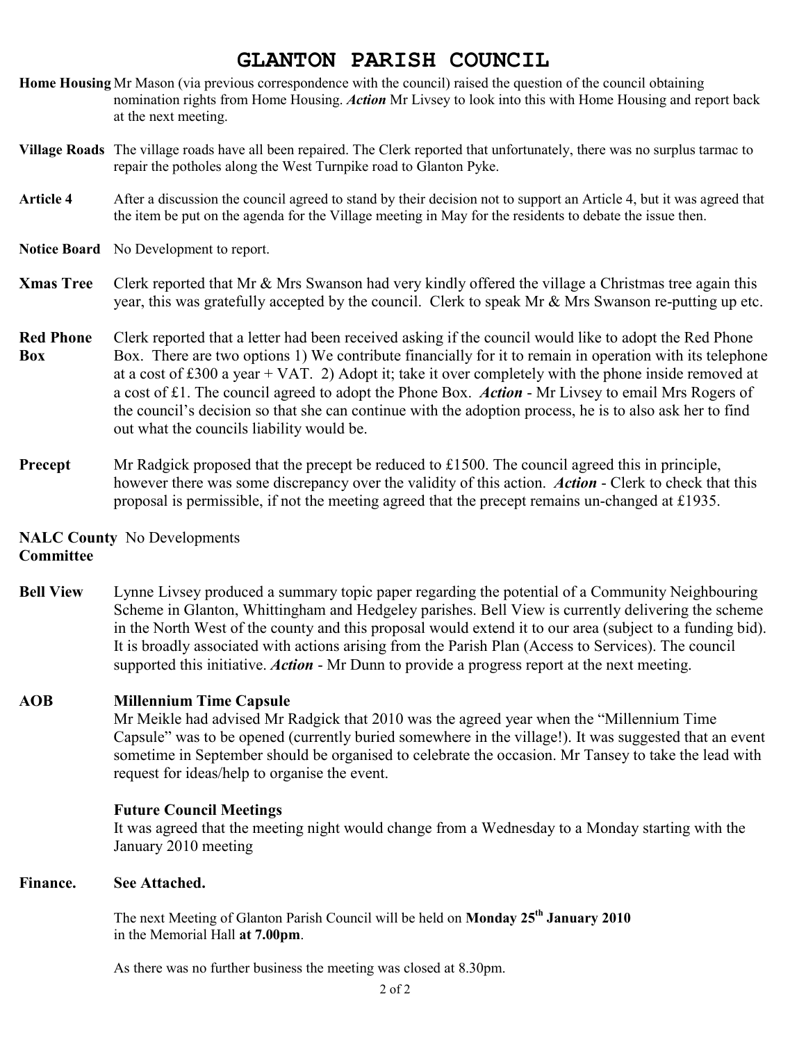# GLANTON PARISH COUNCIL

**Home Housing** Mr Mason (via previous correspondence with the council) raised the question of the council obtaining nomination rights from Home Housing. ***Action*** Mr Livsey to look into this with Home Housing and report back at the next meeting.

**Village Roads** The village roads have all been repaired. The Clerk reported that unfortunately, there was no surplus tarmac to repair the potholes along the West Turnpike road to Glanton Pyke.

**Article 4** After a discussion the council agreed to stand by their decision not to support an Article 4, but it was agreed that the item be put on the agenda for the Village meeting in May for the residents to debate the issue then.

**Notice Board** No Development to report.

**Xmas Tree** Clerk reported that Mr & Mrs Swanson had very kindly offered the village a Christmas tree again this year, this was gratefully accepted by the council. Clerk to speak Mr & Mrs Swanson re-putting up etc.

**Red Phone Box** Clerk reported that a letter had been received asking if the council would like to adopt the Red Phone Box. There are two options 1) We contribute financially for it to remain in operation with its telephone at a cost of £300 a year + VAT. 2) Adopt it; take it over completely with the phone inside removed at a cost of £1. The council agreed to adopt the Phone Box. ***Action*** - Mr Livsey to email Mrs Rogers of the council's decision so that she can continue with the adoption process, he is to also ask her to find out what the councils liability would be.

**Precept** Mr Radgick proposed that the precept be reduced to £1500. The council agreed this in principle, however there was some discrepancy over the validity of this action. ***Action*** - Clerk to check that this proposal is permissible, if not the meeting agreed that the precept remains un-changed at £1935.

**NALC County Committee** No Developments

**Bell View** Lynne Livsey produced a summary topic paper regarding the potential of a Community Neighbouring Scheme in Glanton, Whittingham and Hedgeley parishes. Bell View is currently delivering the scheme in the North West of the county and this proposal would extend it to our area (subject to a funding bid). It is broadly associated with actions arising from the Parish Plan (Access to Services). The council supported this initiative. ***Action*** - Mr Dunn to provide a progress report at the next meeting.

**AOB**

**Millennium Time Capsule**

Mr Meikle had advised Mr Radgick that 2010 was the agreed year when the "Millennium Time Capsule" was to be opened (currently buried somewhere in the village!). It was suggested that an event sometime in September should be organised to celebrate the occasion. Mr Tansey to take the lead with request for ideas/help to organise the event.

**Future Council Meetings**

It was agreed that the meeting night would change from a Wednesday to a Monday starting with the January 2010 meeting

**Finance. See Attached.**

The next Meeting of Glanton Parish Council will be held on **Monday 25th January 2010** in the Memorial Hall **at 7.00pm**.

As there was no further business the meeting was closed at 8.30pm.